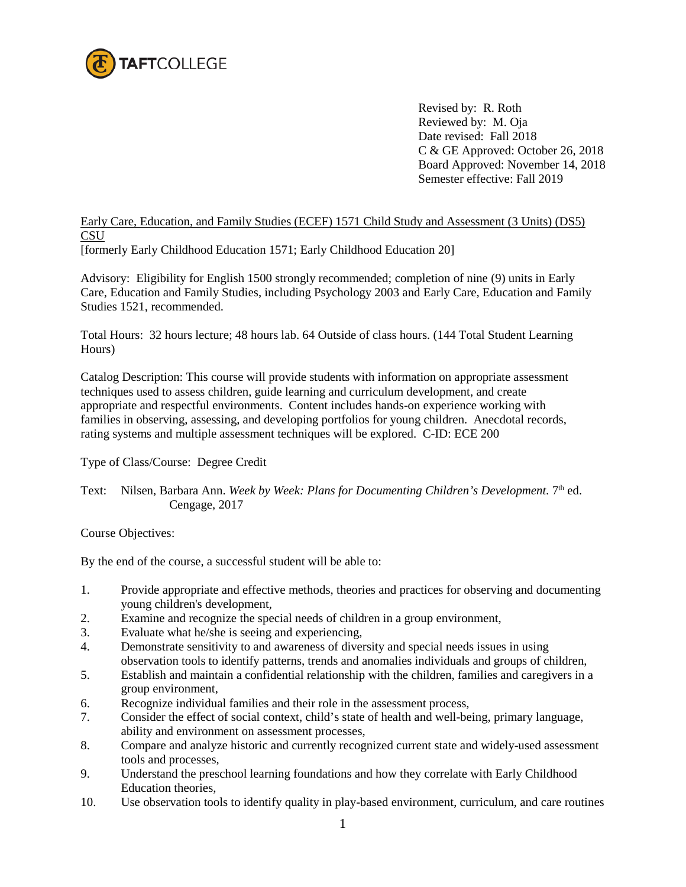TAFTCOLLEGE

Revised by: R. Roth
Reviewed by: M. Oja
Date revised: Fall 2018
C & GE Approved: October 26, 2018
Board Approved: November 14, 2018
Semester effective: Fall 2019

Early Care, Education, and Family Studies (ECEF) 1571 Child Study and Assessment (3 Units) (DS5) CSU
[formerly Early Childhood Education 1571; Early Childhood Education 20]

Advisory: Eligibility for English 1500 strongly recommended; completion of nine (9) units in Early Care, Education and Family Studies, including Psychology 2003 and Early Care, Education and Family Studies 1521, recommended.

Total Hours: 32 hours lecture; 48 hours lab. 64 Outside of class hours. (144 Total Student Learning Hours)

Catalog Description: This course will provide students with information on appropriate assessment techniques used to assess children, guide learning and curriculum development, and create appropriate and respectful environments. Content includes hands-on experience working with families in observing, assessing, and developing portfolios for young children. Anecdotal records, rating systems and multiple assessment techniques will be explored. C-ID: ECE 200

Type of Class/Course: Degree Credit

Text: Nilsen, Barbara Ann. *Week by Week: Plans for Documenting Children's Development*. 7th ed. Cengage, 2017

Course Objectives:

By the end of the course, a successful student will be able to:

1. Provide appropriate and effective methods, theories and practices for observing and documenting young children's development,
2. Examine and recognize the special needs of children in a group environment,
3. Evaluate what he/she is seeing and experiencing,
4. Demonstrate sensitivity to and awareness of diversity and special needs issues in using observation tools to identify patterns, trends and anomalies individuals and groups of children,
5. Establish and maintain a confidential relationship with the children, families and caregivers in a group environment,
6. Recognize individual families and their role in the assessment process,
7. Consider the effect of social context, child's state of health and well-being, primary language, ability and environment on assessment processes,
8. Compare and analyze historic and currently recognized current state and widely-used assessment tools and processes,
9. Understand the preschool learning foundations and how they correlate with Early Childhood Education theories,
10. Use observation tools to identify quality in play-based environment, curriculum, and care routines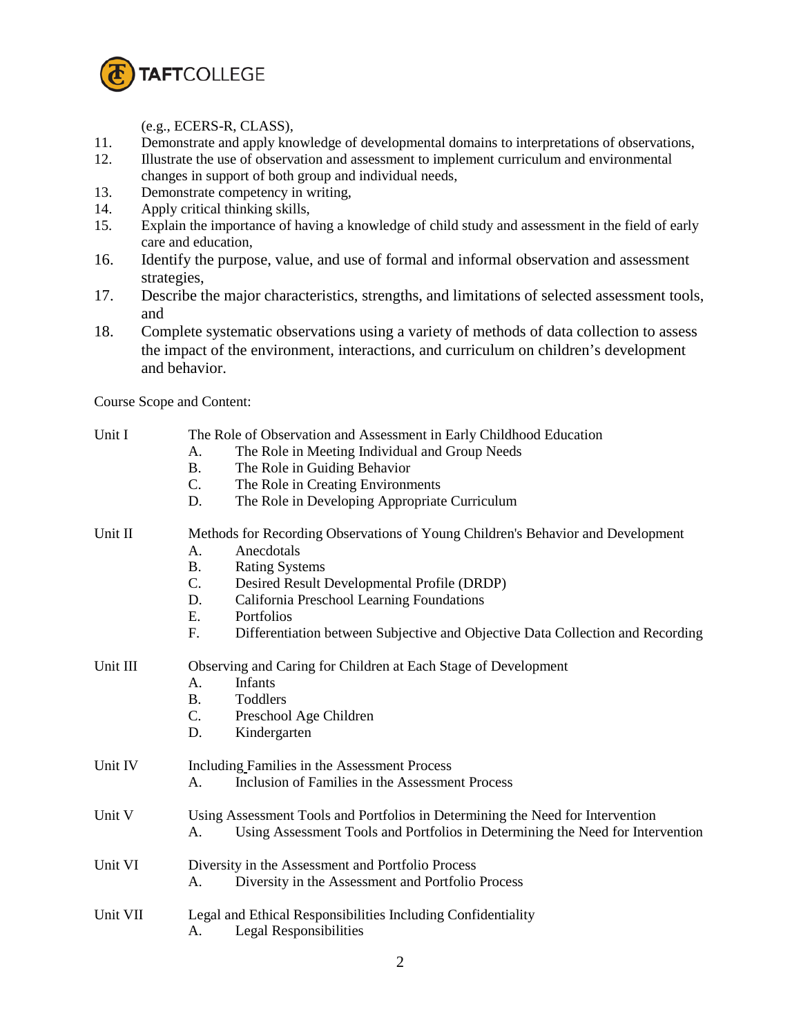(e.g., ECERS-R, CLASS),

11. Demonstrate and apply knowledge of developmental domains to interpretations of observations,
12. Illustrate the use of observation and assessment to implement curriculum and environmental changes in support of both group and individual needs,
13. Demonstrate competency in writing,
14. Apply critical thinking skills,
15. Explain the importance of having a knowledge of child study and assessment in the field of early care and education,
16. Identify the purpose, value, and use of formal and informal observation and assessment strategies,
17. Describe the major characteristics, strengths, and limitations of selected assessment tools, and
18. Complete systematic observations using a variety of methods of data collection to assess the impact of the environment, interactions, and curriculum on children's development and behavior.

Course Scope and Content:

Unit I — The Role of Observation and Assessment in Early Childhood Education

- A. The Role in Meeting Individual and Group Needs
- B. The Role in Guiding Behavior
- C. The Role in Creating Environments
- D. The Role in Developing Appropriate Curriculum

Unit II — Methods for Recording Observations of Young Children's Behavior and Development

- A. Anecdotals
- B. Rating Systems
- C. Desired Result Developmental Profile (DRDP)
- D. California Preschool Learning Foundations
- E. Portfolios
- F. Differentiation between Subjective and Objective Data Collection and Recording

Unit III — Observing and Caring for Children at Each Stage of Development

- A. Infants
- B. Toddlers
- C. Preschool Age Children
- D. Kindergarten

Unit IV — Including Families in the Assessment Process

- A. Inclusion of Families in the Assessment Process

Unit V — Using Assessment Tools and Portfolios in Determining the Need for Intervention

- A. Using Assessment Tools and Portfolios in Determining the Need for Intervention

Unit VI — Diversity in the Assessment and Portfolio Process

- A. Diversity in the Assessment and Portfolio Process

Unit VII — Legal and Ethical Responsibilities Including Confidentiality

- A. Legal Responsibilities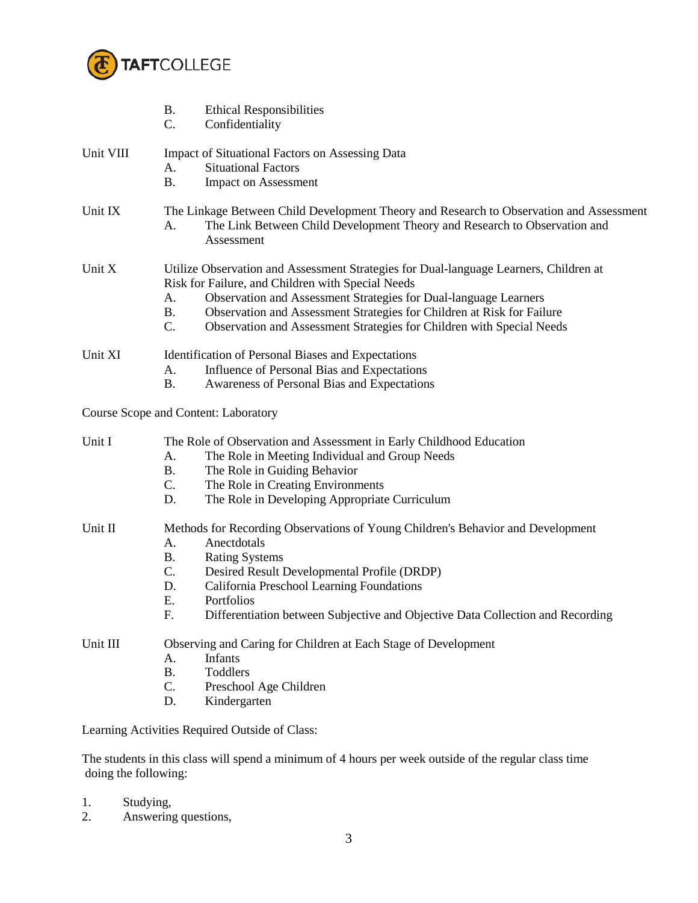B. Ethical Responsibilities
C. Confidentiality

Unit VIII Impact of Situational Factors on Assessing Data
A. Situational Factors
B. Impact on Assessment

Unit IX The Linkage Between Child Development Theory and Research to Observation and Assessment
A. The Link Between Child Development Theory and Research to Observation and Assessment

Unit X Utilize Observation and Assessment Strategies for Dual-language Learners, Children at Risk for Failure, and Children with Special Needs
A. Observation and Assessment Strategies for Dual-language Learners
B. Observation and Assessment Strategies for Children at Risk for Failure
C. Observation and Assessment Strategies for Children with Special Needs

Unit XI Identification of Personal Biases and Expectations
A. Influence of Personal Bias and Expectations
B. Awareness of Personal Bias and Expectations

Course Scope and Content: Laboratory

Unit I The Role of Observation and Assessment in Early Childhood Education
A. The Role in Meeting Individual and Group Needs
B. The Role in Guiding Behavior
C. The Role in Creating Environments
D. The Role in Developing Appropriate Curriculum

Unit II Methods for Recording Observations of Young Children's Behavior and Development
A. Anectdotals
B. Rating Systems
C. Desired Result Developmental Profile (DRDP)
D. California Preschool Learning Foundations
E. Portfolios
F. Differentiation between Subjective and Objective Data Collection and Recording

Unit III Observing and Caring for Children at Each Stage of Development
A. Infants
B. Toddlers
C. Preschool Age Children
D. Kindergarten

Learning Activities Required Outside of Class:

The students in this class will spend a minimum of 4 hours per week outside of the regular class time doing the following:

1. Studying,
2. Answering questions,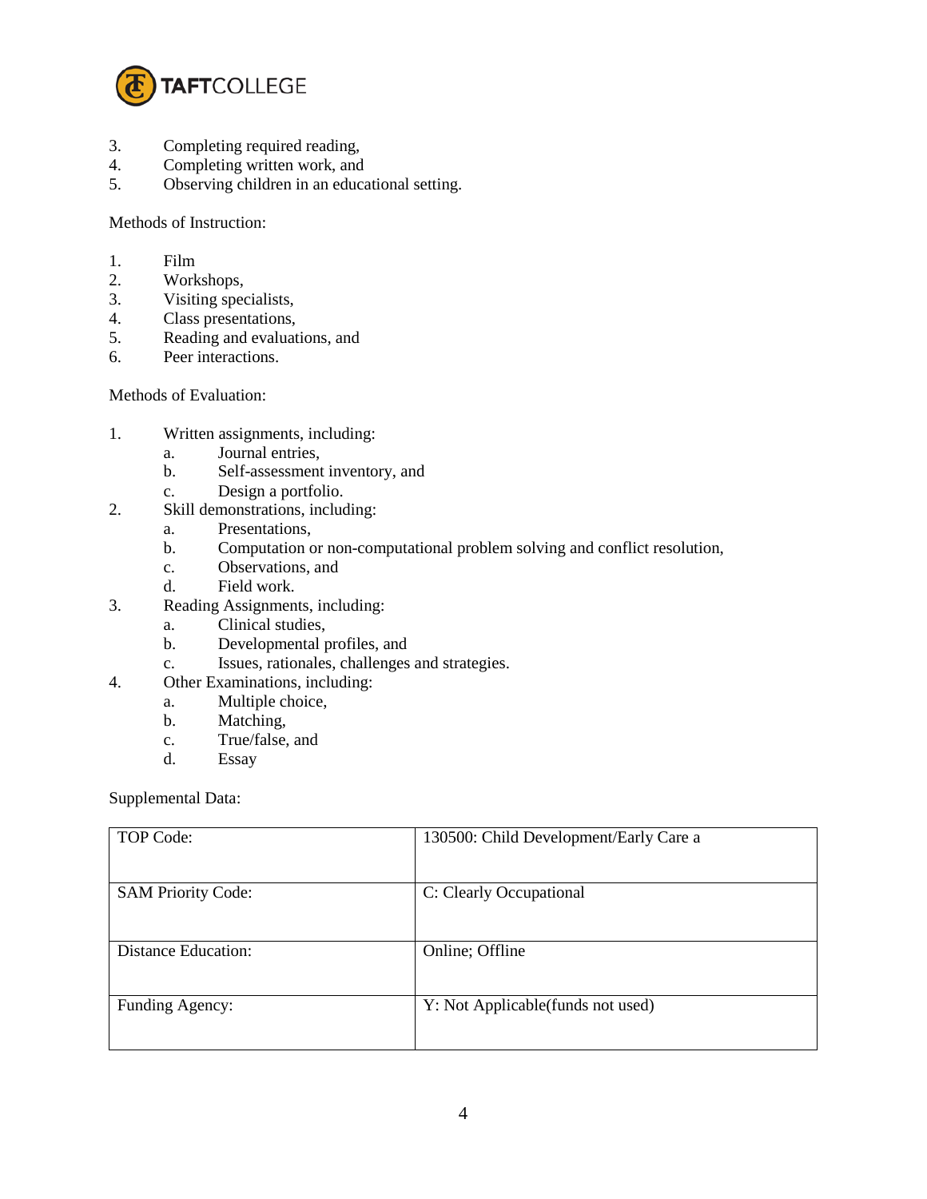3. Completing required reading,
4. Completing written work, and
5. Observing children in an educational setting.

Methods of Instruction:

1. Film
2. Workshops,
3. Visiting specialists,
4. Class presentations,
5. Reading and evaluations, and
6. Peer interactions.

Methods of Evaluation:

1. Written assignments, including:
    a. Journal entries,
    b. Self-assessment inventory, and
    c. Design a portfolio.
2. Skill demonstrations, including:
    a. Presentations,
    b. Computation or non-computational problem solving and conflict resolution,
    c. Observations, and
    d. Field work.
3. Reading Assignments, including:
    a. Clinical studies,
    b. Developmental profiles, and
    c. Issues, rationales, challenges and strategies.
4. Other Examinations, including:
    a. Multiple choice,
    b. Matching,
    c. True/false, and
    d. Essay

Supplemental Data:

| | |
|---|---|
| TOP Code: | 130500: Child Development/Early Care a |
| SAM Priority Code: | C: Clearly Occupational |
| Distance Education: | Online; Offline |
| Funding Agency: | Y: Not Applicable(funds not used) |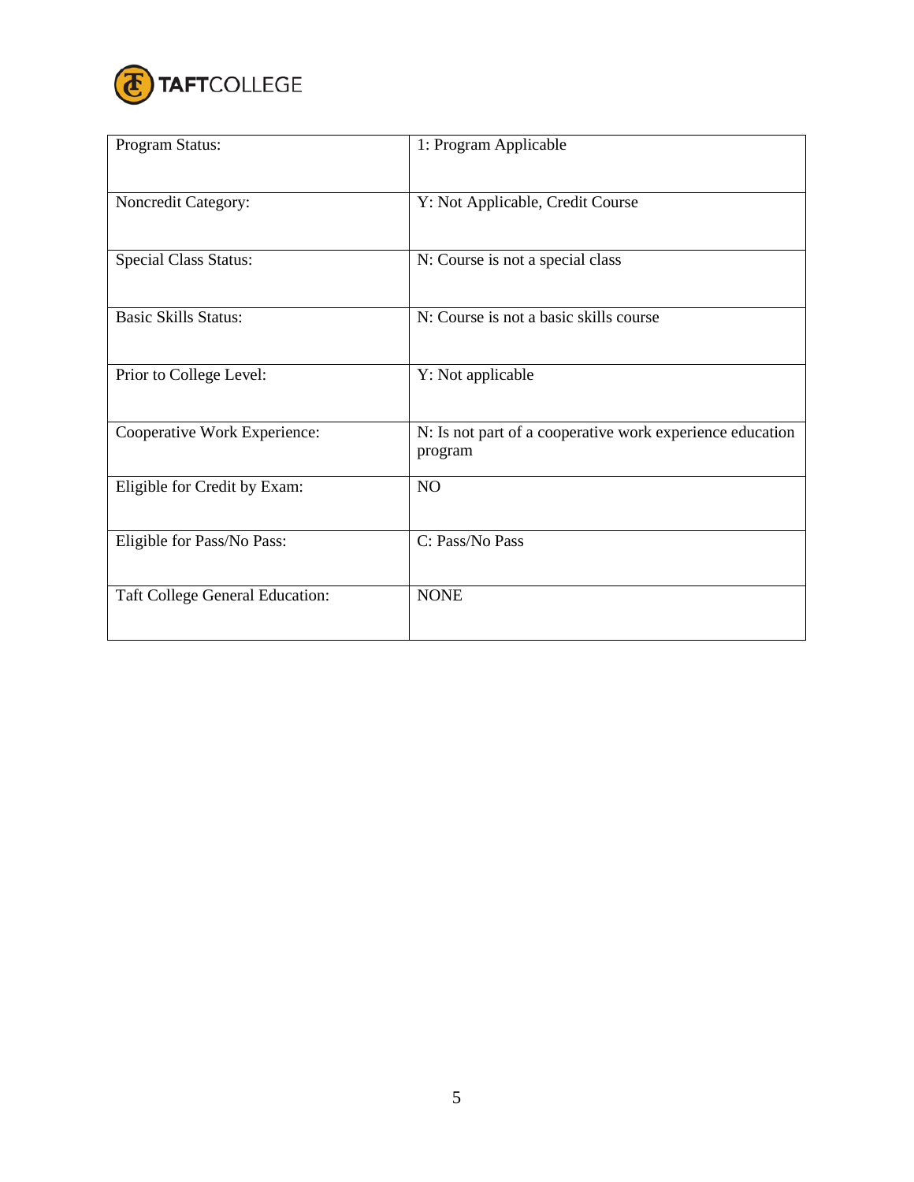| | |
|---|---|
| Program Status: | 1: Program Applicable |
| Noncredit Category: | Y: Not Applicable, Credit Course |
| Special Class Status: | N: Course is not a special class |
| Basic Skills Status: | N: Course is not a basic skills course |
| Prior to College Level: | Y: Not applicable |
| Cooperative Work Experience: | N: Is not part of a cooperative work experience education program |
| Eligible for Credit by Exam: | NO |
| Eligible for Pass/No Pass: | C: Pass/No Pass |
| Taft College General Education: | NONE |